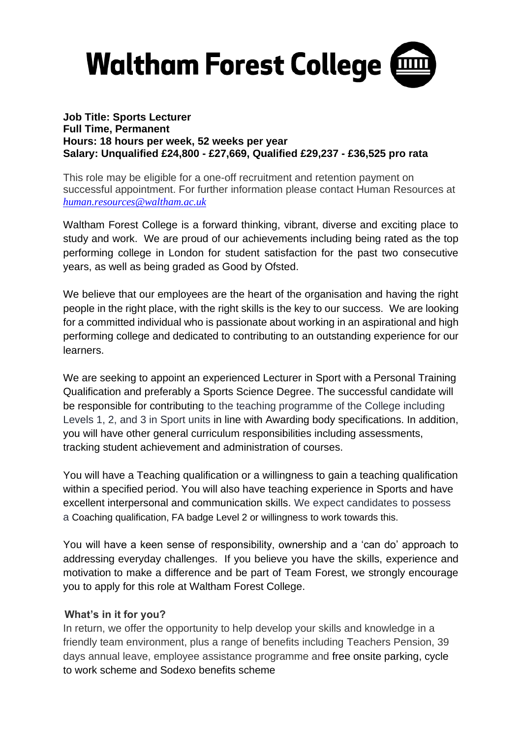# Waltham Forest College

**Job Title: Sports Lecturer**
**Full Time, Permanent**
**Hours: 18 hours per week, 52 weeks per year**
**Salary: Unqualified £24,800 - £27,669, Qualified £29,237 - £36,525 pro rata**

This role may be eligible for a one-off recruitment and retention payment on successful appointment. For further information please contact Human Resources at *human.resources@waltham.ac.uk*

Waltham Forest College is a forward thinking, vibrant, diverse and exciting place to study and work. We are proud of our achievements including being rated as the top performing college in London for student satisfaction for the past two consecutive years, as well as being graded as Good by Ofsted.

We believe that our employees are the heart of the organisation and having the right people in the right place, with the right skills is the key to our success. We are looking for a committed individual who is passionate about working in an aspirational and high performing college and dedicated to contributing to an outstanding experience for our learners.

We are seeking to appoint an experienced Lecturer in Sport with a Personal Training Qualification and preferably a Sports Science Degree. The successful candidate will be responsible for contributing to the teaching programme of the College including Levels 1, 2, and 3 in Sport units in line with Awarding body specifications. In addition, you will have other general curriculum responsibilities including assessments, tracking student achievement and administration of courses.

You will have a Teaching qualification or a willingness to gain a teaching qualification within a specified period. You will also have teaching experience in Sports and have excellent interpersonal and communication skills. We expect candidates to possess a Coaching qualification, FA badge Level 2 or willingness to work towards this.

You will have a keen sense of responsibility, ownership and a 'can do' approach to addressing everyday challenges. If you believe you have the skills, experience and motivation to make a difference and be part of Team Forest, we strongly encourage you to apply for this role at Waltham Forest College.

**What's in it for you?**

In return, we offer the opportunity to help develop your skills and knowledge in a friendly team environment, plus a range of benefits including Teachers Pension, 39 days annual leave, employee assistance programme and free onsite parking, cycle to work scheme and Sodexo benefits scheme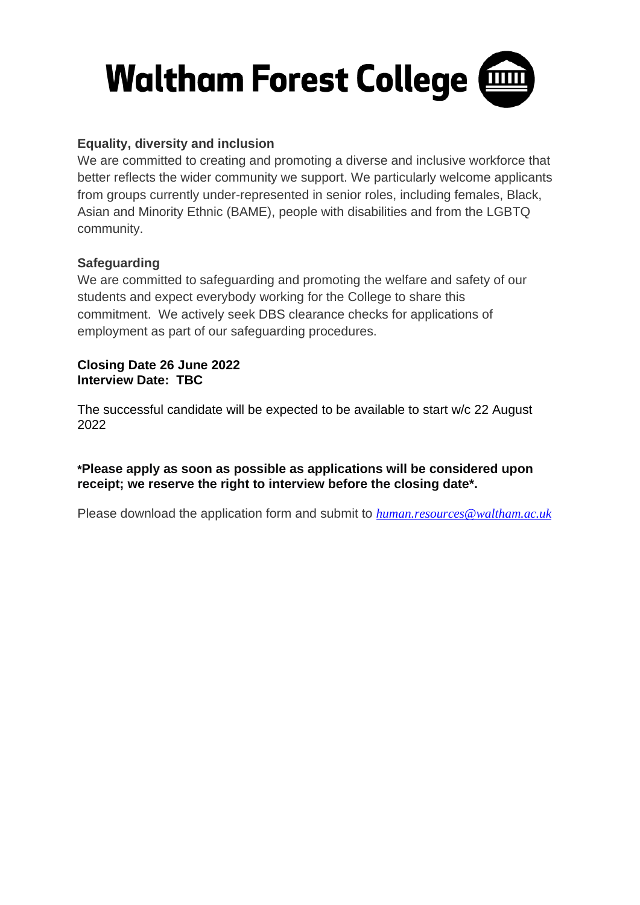# Waltham Forest College

**Equality, diversity and inclusion**

We are committed to creating and promoting a diverse and inclusive workforce that better reflects the wider community we support. We particularly welcome applicants from groups currently under-represented in senior roles, including females, Black, Asian and Minority Ethnic (BAME), people with disabilities and from the LGBTQ community.

**Safeguarding**

We are committed to safeguarding and promoting the welfare and safety of our students and expect everybody working for the College to share this commitment. We actively seek DBS clearance checks for applications of employment as part of our safeguarding procedures.

**Closing Date 26 June 2022**
**Interview Date: TBC**

The successful candidate will be expected to be available to start w/c 22 August 2022

***Please apply as soon as possible as applications will be considered upon receipt; we reserve the right to interview before the closing date*.**

Please download the application form and submit to *human.resources@waltham.ac.uk*